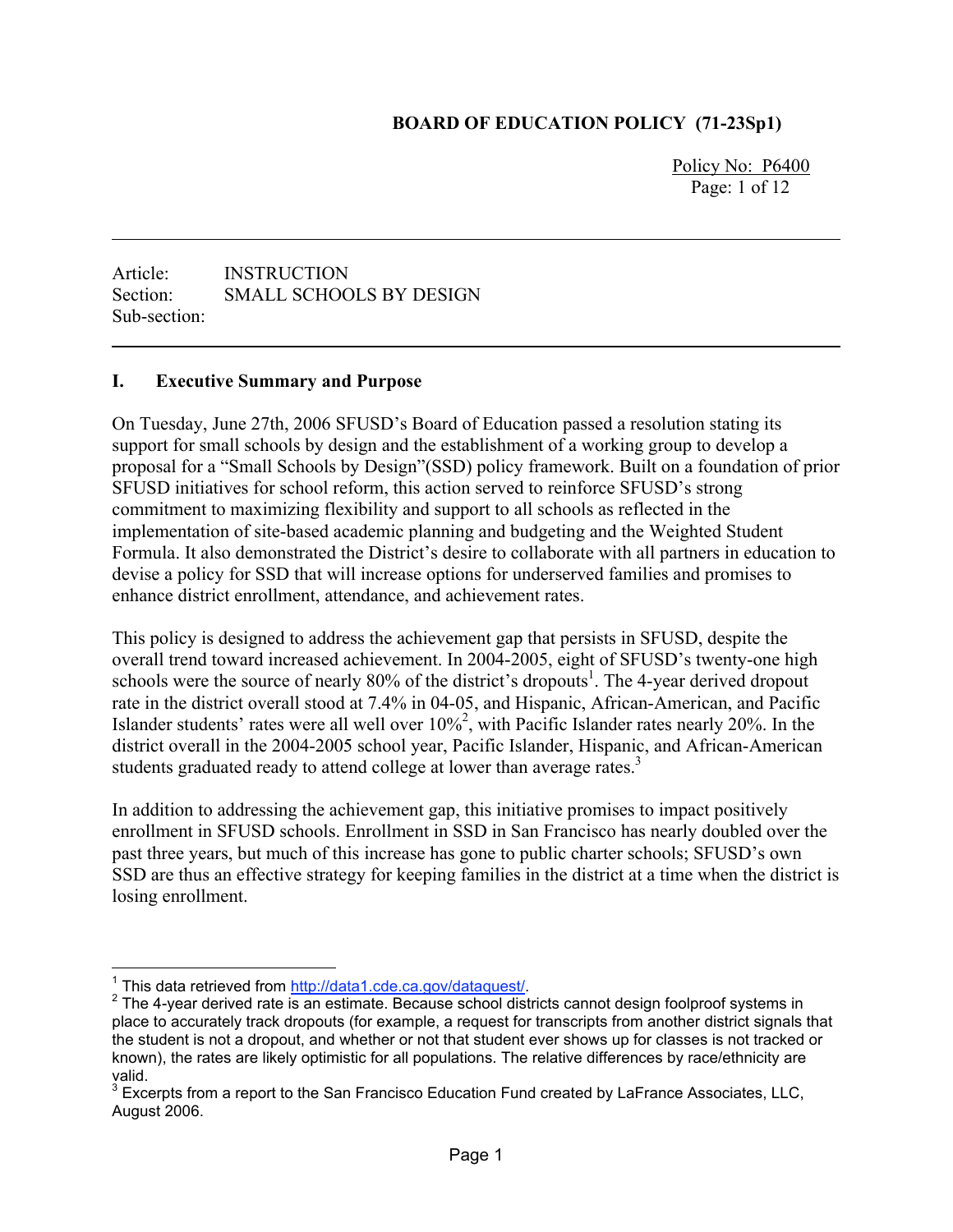**BOARD OF EDUCATION POLICY (71-23Sp1)**

Policy No: P6400

Article: INSTRUCTION
Section: SMALL SCHOOLS BY DESIGN
Sub-section:

## I. Executive Summary and Purpose

On Tuesday, June 27th, 2006 SFUSD's Board of Education passed a resolution stating its support for small schools by design and the establishment of a working group to develop a proposal for a "Small Schools by Design"(SSD) policy framework. Built on a foundation of prior SFUSD initiatives for school reform, this action served to reinforce SFUSD's strong commitment to maximizing flexibility and support to all schools as reflected in the implementation of site-based academic planning and budgeting and the Weighted Student Formula. It also demonstrated the District's desire to collaborate with all partners in education to devise a policy for SSD that will increase options for underserved families and promises to enhance district enrollment, attendance, and achievement rates.

This policy is designed to address the achievement gap that persists in SFUSD, despite the overall trend toward increased achievement. In 2004-2005, eight of SFUSD's twenty-one high schools were the source of nearly 80% of the district's dropouts[1]. The 4-year derived dropout rate in the district overall stood at 7.4% in 04-05, and Hispanic, African-American, and Pacific Islander students' rates were all well over 10%[2], with Pacific Islander rates nearly 20%. In the district overall in the 2004-2005 school year, Pacific Islander, Hispanic, and African-American students graduated ready to attend college at lower than average rates.[3]

In addition to addressing the achievement gap, this initiative promises to impact positively enrollment in SFUSD schools. Enrollment in SSD in San Francisco has nearly doubled over the past three years, but much of this increase has gone to public charter schools; SFUSD's own SSD are thus an effective strategy for keeping families in the district at a time when the district is losing enrollment.

---

[1] This data retrieved from http://data1.cde.ca.gov/dataquest/.

[2] The 4-year derived rate is an estimate. Because school districts cannot design foolproof systems in place to accurately track dropouts (for example, a request for transcripts from another district signals that the student is not a dropout, and whether or not that student ever shows up for classes is not tracked or known), the rates are likely optimistic for all populations. The relative differences by race/ethnicity are valid.

[3] Excerpts from a report to the San Francisco Education Fund created by LaFrance Associates, LLC, August 2006.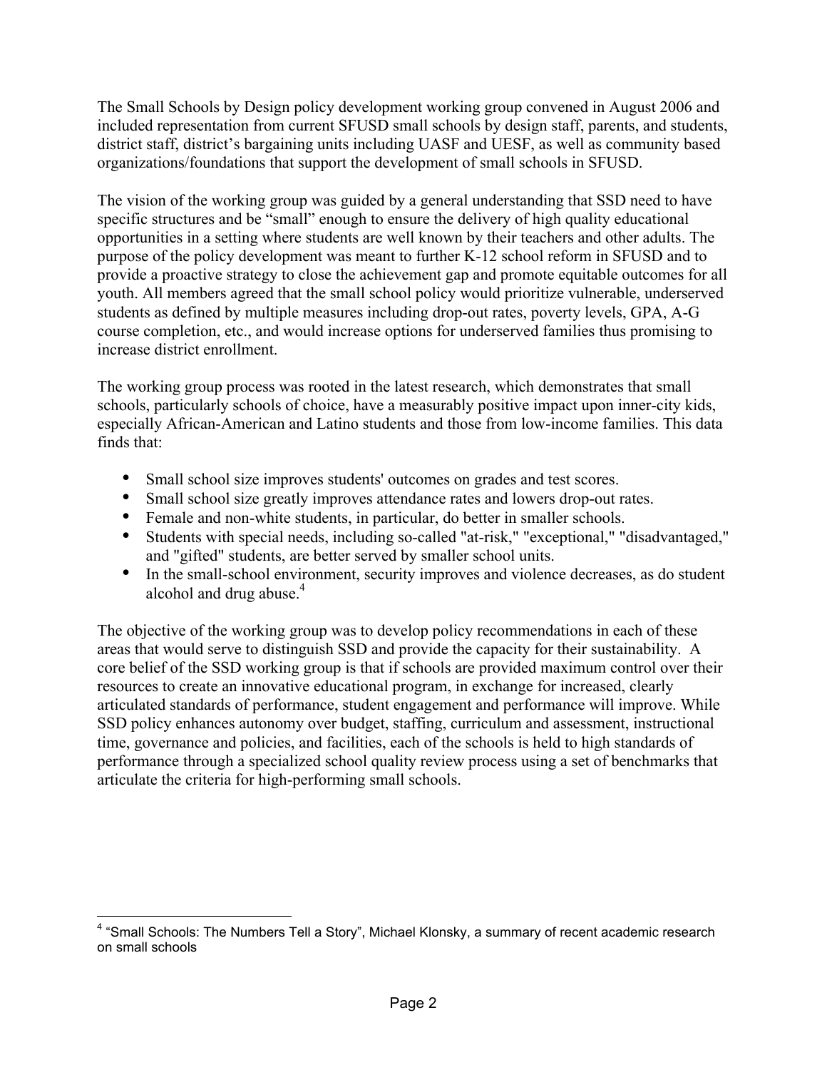The Small Schools by Design policy development working group convened in August 2006 and included representation from current SFUSD small schools by design staff, parents, and students, district staff, district's bargaining units including UASF and UESF, as well as community based organizations/foundations that support the development of small schools in SFUSD.

The vision of the working group was guided by a general understanding that SSD need to have specific structures and be "small" enough to ensure the delivery of high quality educational opportunities in a setting where students are well known by their teachers and other adults. The purpose of the policy development was meant to further K-12 school reform in SFUSD and to provide a proactive strategy to close the achievement gap and promote equitable outcomes for all youth. All members agreed that the small school policy would prioritize vulnerable, underserved students as defined by multiple measures including drop-out rates, poverty levels, GPA, A-G course completion, etc., and would increase options for underserved families thus promising to increase district enrollment.

The working group process was rooted in the latest research, which demonstrates that small schools, particularly schools of choice, have a measurably positive impact upon inner-city kids, especially African-American and Latino students and those from low-income families. This data finds that:

- Small school size improves students' outcomes on grades and test scores.
- Small school size greatly improves attendance rates and lowers drop-out rates.
- Female and non-white students, in particular, do better in smaller schools.
- Students with special needs, including so-called "at-risk," "exceptional," "disadvantaged," and "gifted" students, are better served by smaller school units.
- In the small-school environment, security improves and violence decreases, as do student alcohol and drug abuse.[4]

The objective of the working group was to develop policy recommendations in each of these areas that would serve to distinguish SSD and provide the capacity for their sustainability. A core belief of the SSD working group is that if schools are provided maximum control over their resources to create an innovative educational program, in exchange for increased, clearly articulated standards of performance, student engagement and performance will improve. While SSD policy enhances autonomy over budget, staffing, curriculum and assessment, instructional time, governance and policies, and facilities, each of the schools is held to high standards of performance through a specialized school quality review process using a set of benchmarks that articulate the criteria for high-performing small schools.

---

[4] "Small Schools: The Numbers Tell a Story", Michael Klonsky, a summary of recent academic research on small schools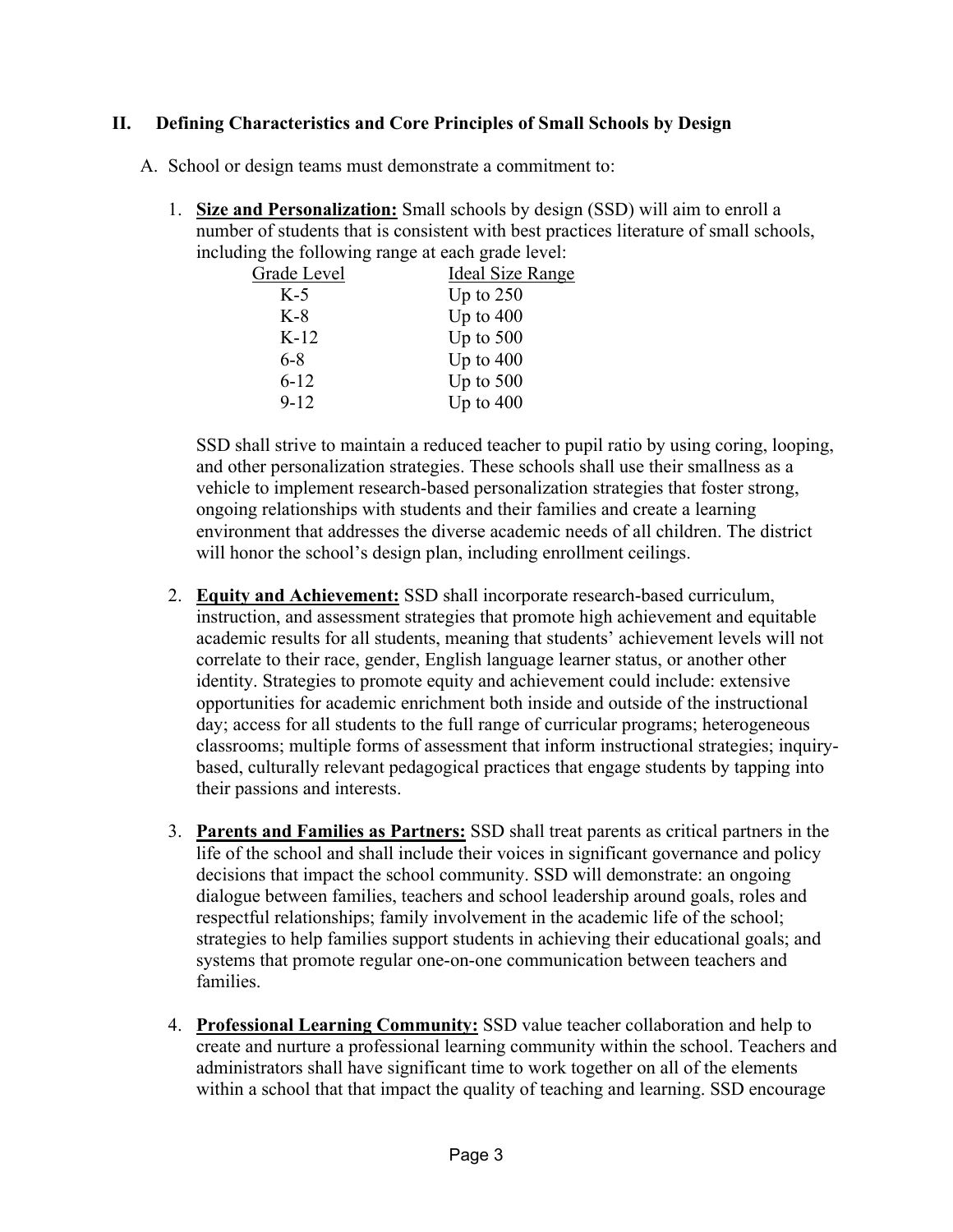## II. Defining Characteristics and Core Principles of Small Schools by Design

A. School or design teams must demonstrate a commitment to:

1. **Size and Personalization:** Small schools by design (SSD) will aim to enroll a number of students that is consistent with best practices literature of small schools, including the following range at each grade level:

| Grade Level | Ideal Size Range |
|---|---|
| K-5 | Up to 250 |
| K-8 | Up to 400 |
| K-12 | Up to 500 |
| 6-8 | Up to 400 |
| 6-12 | Up to 500 |
| 9-12 | Up to 400 |

   SSD shall strive to maintain a reduced teacher to pupil ratio by using coring, looping, and other personalization strategies. These schools shall use their smallness as a vehicle to implement research-based personalization strategies that foster strong, ongoing relationships with students and their families and create a learning environment that addresses the diverse academic needs of all children. The district will honor the school's design plan, including enrollment ceilings.

2. **Equity and Achievement:** SSD shall incorporate research-based curriculum, instruction, and assessment strategies that promote high achievement and equitable academic results for all students, meaning that students' achievement levels will not correlate to their race, gender, English language learner status, or another other identity. Strategies to promote equity and achievement could include: extensive opportunities for academic enrichment both inside and outside of the instructional day; access for all students to the full range of curricular programs; heterogeneous classrooms; multiple forms of assessment that inform instructional strategies; inquiry-based, culturally relevant pedagogical practices that engage students by tapping into their passions and interests.

3. **Parents and Families as Partners:** SSD shall treat parents as critical partners in the life of the school and shall include their voices in significant governance and policy decisions that impact the school community. SSD will demonstrate: an ongoing dialogue between families, teachers and school leadership around goals, roles and respectful relationships; family involvement in the academic life of the school; strategies to help families support students in achieving their educational goals; and systems that promote regular one-on-one communication between teachers and families.

4. **Professional Learning Community:** SSD value teacher collaboration and help to create and nurture a professional learning community within the school. Teachers and administrators shall have significant time to work together on all of the elements within a school that that impact the quality of teaching and learning. SSD encourage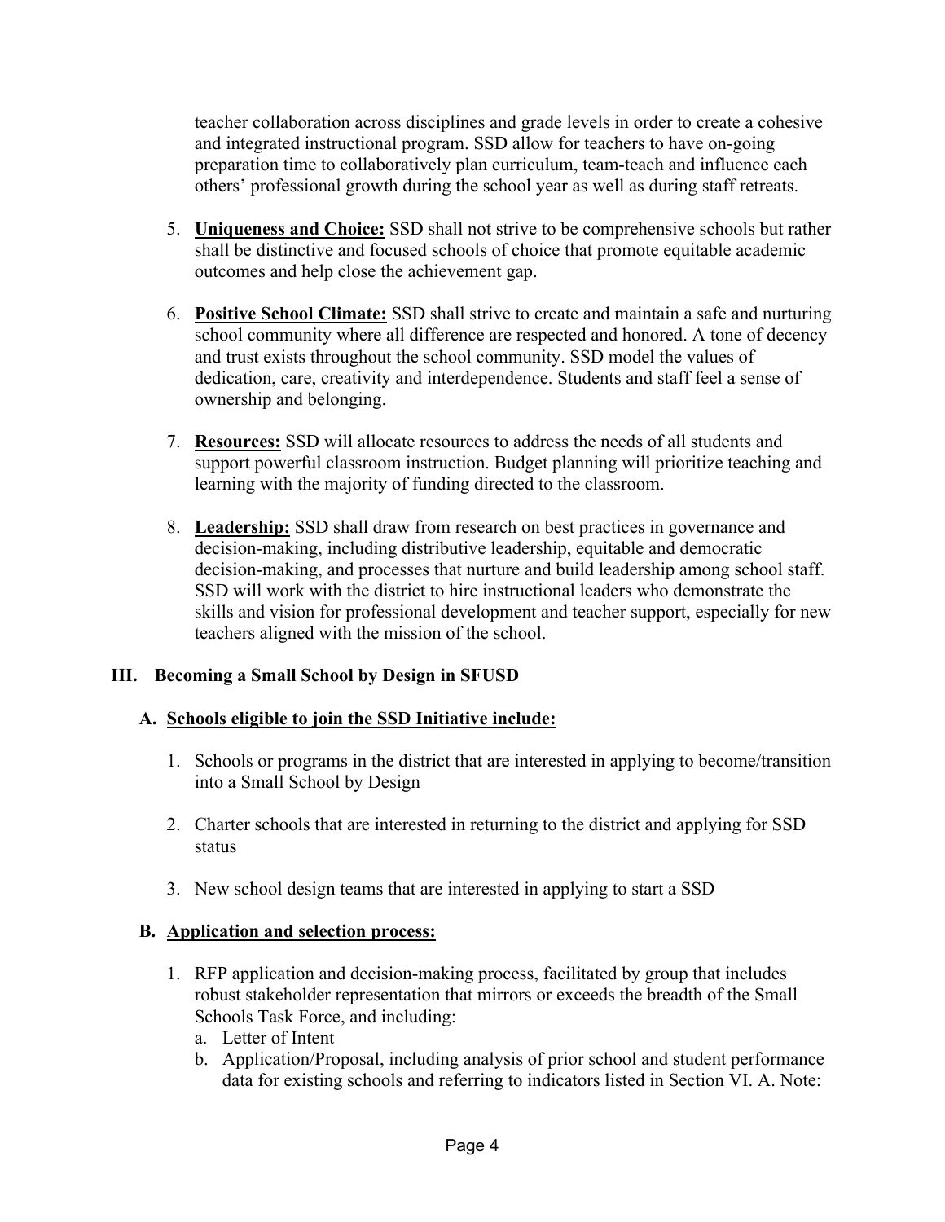teacher collaboration across disciplines and grade levels in order to create a cohesive and integrated instructional program. SSD allow for teachers to have on-going preparation time to collaboratively plan curriculum, team-teach and influence each others' professional growth during the school year as well as during staff retreats.

5. **Uniqueness and Choice:** SSD shall not strive to be comprehensive schools but rather shall be distinctive and focused schools of choice that promote equitable academic outcomes and help close the achievement gap.

6. **Positive School Climate:** SSD shall strive to create and maintain a safe and nurturing school community where all difference are respected and honored. A tone of decency and trust exists throughout the school community. SSD model the values of dedication, care, creativity and interdependence. Students and staff feel a sense of ownership and belonging.

7. **Resources:** SSD will allocate resources to address the needs of all students and support powerful classroom instruction. Budget planning will prioritize teaching and learning with the majority of funding directed to the classroom.

8. **Leadership:** SSD shall draw from research on best practices in governance and decision-making, including distributive leadership, equitable and democratic decision-making, and processes that nurture and build leadership among school staff. SSD will work with the district to hire instructional leaders who demonstrate the skills and vision for professional development and teacher support, especially for new teachers aligned with the mission of the school.

## III. Becoming a Small School by Design in SFUSD

### A. Schools eligible to join the SSD Initiative include:

1. Schools or programs in the district that are interested in applying to become/transition into a Small School by Design

2. Charter schools that are interested in returning to the district and applying for SSD status

3. New school design teams that are interested in applying to start a SSD

### B. Application and selection process:

1. RFP application and decision-making process, facilitated by group that includes robust stakeholder representation that mirrors or exceeds the breadth of the Small Schools Task Force, and including:
   a. Letter of Intent
   b. Application/Proposal, including analysis of prior school and student performance data for existing schools and referring to indicators listed in Section VI. A. Note: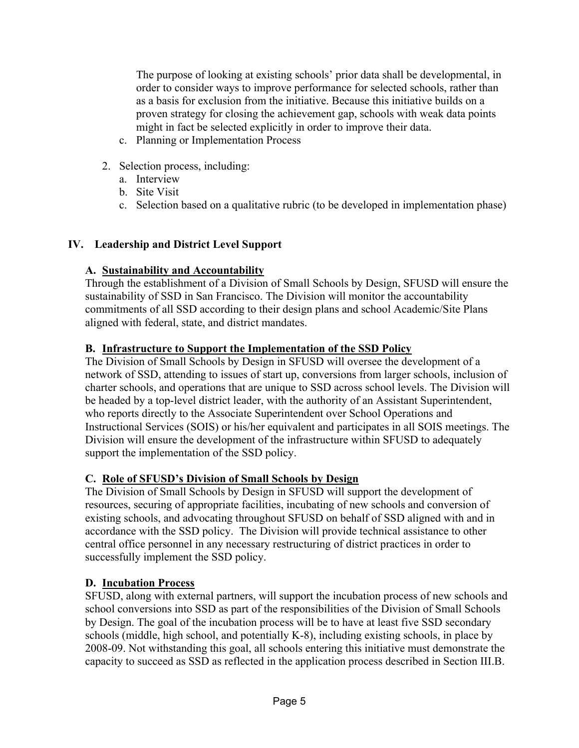The purpose of looking at existing schools' prior data shall be developmental, in order to consider ways to improve performance for selected schools, rather than as a basis for exclusion from the initiative. Because this initiative builds on a proven strategy for closing the achievement gap, schools with weak data points might in fact be selected explicitly in order to improve their data.

   c. Planning or Implementation Process

2. Selection process, including:
   a. Interview
   b. Site Visit
   c. Selection based on a qualitative rubric (to be developed in implementation phase)

## IV. Leadership and District Level Support

### A. <u>Sustainability and Accountability</u>

Through the establishment of a Division of Small Schools by Design, SFUSD will ensure the sustainability of SSD in San Francisco. The Division will monitor the accountability commitments of all SSD according to their design plans and school Academic/Site Plans aligned with federal, state, and district mandates.

### B. <u>Infrastructure to Support the Implementation of the SSD Policy</u>

The Division of Small Schools by Design in SFUSD will oversee the development of a network of SSD, attending to issues of start up, conversions from larger schools, inclusion of charter schools, and operations that are unique to SSD across school levels. The Division will be headed by a top-level district leader, with the authority of an Assistant Superintendent, who reports directly to the Associate Superintendent over School Operations and Instructional Services (SOIS) or his/her equivalent and participates in all SOIS meetings. The Division will ensure the development of the infrastructure within SFUSD to adequately support the implementation of the SSD policy.

### C. <u>Role of SFUSD's Division of Small Schools by Design</u>

The Division of Small Schools by Design in SFUSD will support the development of resources, securing of appropriate facilities, incubating of new schools and conversion of existing schools, and advocating throughout SFUSD on behalf of SSD aligned with and in accordance with the SSD policy. The Division will provide technical assistance to other central office personnel in any necessary restructuring of district practices in order to successfully implement the SSD policy.

### D. <u>Incubation Process</u>

SFUSD, along with external partners, will support the incubation process of new schools and school conversions into SSD as part of the responsibilities of the Division of Small Schools by Design. The goal of the incubation process will be to have at least five SSD secondary schools (middle, high school, and potentially K-8), including existing schools, in place by 2008-09. Not withstanding this goal, all schools entering this initiative must demonstrate the capacity to succeed as SSD as reflected in the application process described in Section III.B.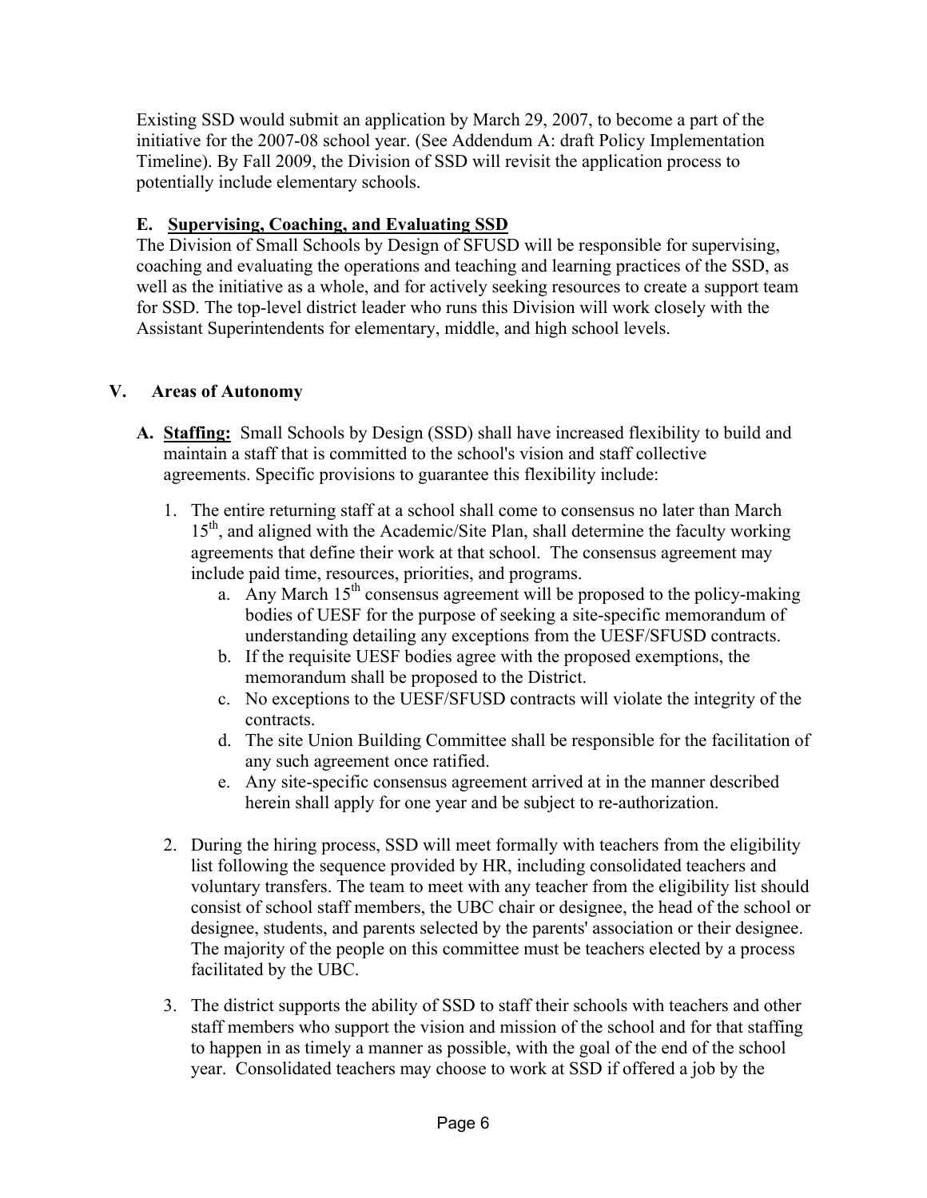Existing SSD would submit an application by March 29, 2007, to become a part of the initiative for the 2007-08 school year. (See Addendum A: draft Policy Implementation Timeline). By Fall 2009, the Division of SSD will revisit the application process to potentially include elementary schools.

### E. <u>Supervising, Coaching, and Evaluating SSD</u>

The Division of Small Schools by Design of SFUSD will be responsible for supervising, coaching and evaluating the operations and teaching and learning practices of the SSD, as well as the initiative as a whole, and for actively seeking resources to create a support team for SSD. The top-level district leader who runs this Division will work closely with the Assistant Superintendents for elementary, middle, and high school levels.

## V. Areas of Autonomy

**A. <u>Staffing:</u>** Small Schools by Design (SSD) shall have increased flexibility to build and maintain a staff that is committed to the school's vision and staff collective agreements. Specific provisions to guarantee this flexibility include:

1. The entire returning staff at a school shall come to consensus no later than March 15th, and aligned with the Academic/Site Plan, shall determine the faculty working agreements that define their work at that school. The consensus agreement may include paid time, resources, priorities, and programs.
    a. Any March 15th consensus agreement will be proposed to the policy-making bodies of UESF for the purpose of seeking a site-specific memorandum of understanding detailing any exceptions from the UESF/SFUSD contracts.
    b. If the requisite UESF bodies agree with the proposed exemptions, the memorandum shall be proposed to the District.
    c. No exceptions to the UESF/SFUSD contracts will violate the integrity of the contracts.
    d. The site Union Building Committee shall be responsible for the facilitation of any such agreement once ratified.
    e. Any site-specific consensus agreement arrived at in the manner described herein shall apply for one year and be subject to re-authorization.

2. During the hiring process, SSD will meet formally with teachers from the eligibility list following the sequence provided by HR, including consolidated teachers and voluntary transfers. The team to meet with any teacher from the eligibility list should consist of school staff members, the UBC chair or designee, the head of the school or designee, students, and parents selected by the parents' association or their designee. The majority of the people on this committee must be teachers elected by a process facilitated by the UBC.

3. The district supports the ability of SSD to staff their schools with teachers and other staff members who support the vision and mission of the school and for that staffing to happen in as timely a manner as possible, with the goal of the end of the school year. Consolidated teachers may choose to work at SSD if offered a job by the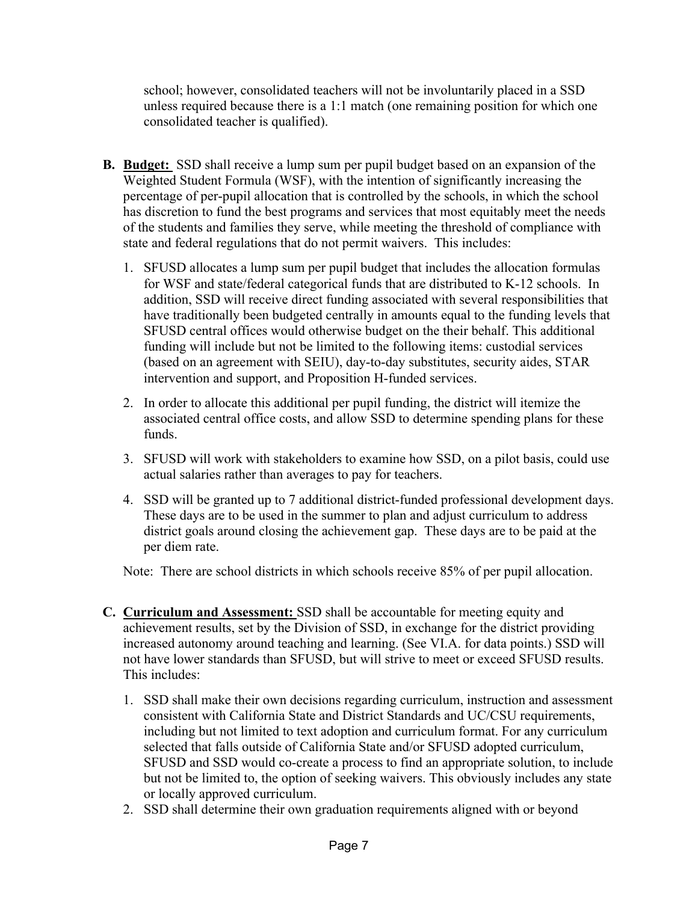school; however, consolidated teachers will not be involuntarily placed in a SSD unless required because there is a 1:1 match (one remaining position for which one consolidated teacher is qualified).

**B. Budget:** SSD shall receive a lump sum per pupil budget based on an expansion of the Weighted Student Formula (WSF), with the intention of significantly increasing the percentage of per-pupil allocation that is controlled by the schools, in which the school has discretion to fund the best programs and services that most equitably meet the needs of the students and families they serve, while meeting the threshold of compliance with state and federal regulations that do not permit waivers. This includes:

1. SFUSD allocates a lump sum per pupil budget that includes the allocation formulas for WSF and state/federal categorical funds that are distributed to K-12 schools. In addition, SSD will receive direct funding associated with several responsibilities that have traditionally been budgeted centrally in amounts equal to the funding levels that SFUSD central offices would otherwise budget on the their behalf. This additional funding will include but not be limited to the following items: custodial services (based on an agreement with SEIU), day-to-day substitutes, security aides, STAR intervention and support, and Proposition H-funded services.
2. In order to allocate this additional per pupil funding, the district will itemize the associated central office costs, and allow SSD to determine spending plans for these funds.
3. SFUSD will work with stakeholders to examine how SSD, on a pilot basis, could use actual salaries rather than averages to pay for teachers.
4. SSD will be granted up to 7 additional district-funded professional development days. These days are to be used in the summer to plan and adjust curriculum to address district goals around closing the achievement gap. These days are to be paid at the per diem rate.

Note: There are school districts in which schools receive 85% of per pupil allocation.

**C. Curriculum and Assessment:** SSD shall be accountable for meeting equity and achievement results, set by the Division of SSD, in exchange for the district providing increased autonomy around teaching and learning. (See VI.A. for data points.) SSD will not have lower standards than SFUSD, but will strive to meet or exceed SFUSD results. This includes:

1. SSD shall make their own decisions regarding curriculum, instruction and assessment consistent with California State and District Standards and UC/CSU requirements, including but not limited to text adoption and curriculum format. For any curriculum selected that falls outside of California State and/or SFUSD adopted curriculum, SFUSD and SSD would co-create a process to find an appropriate solution, to include but not be limited to, the option of seeking waivers. This obviously includes any state or locally approved curriculum.
2. SSD shall determine their own graduation requirements aligned with or beyond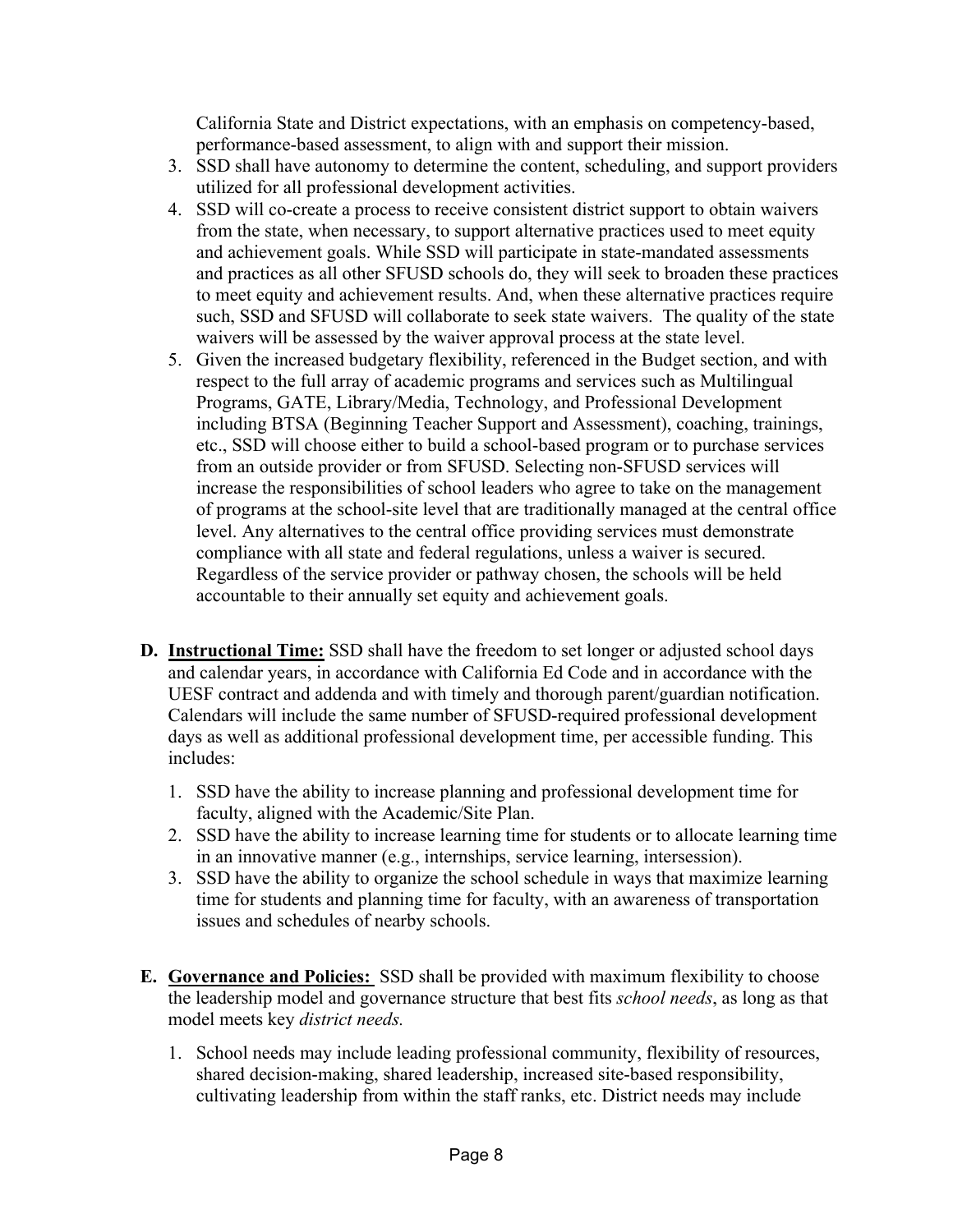California State and District expectations, with an emphasis on competency-based, performance-based assessment, to align with and support their mission.

3. SSD shall have autonomy to determine the content, scheduling, and support providers utilized for all professional development activities.
4. SSD will co-create a process to receive consistent district support to obtain waivers from the state, when necessary, to support alternative practices used to meet equity and achievement goals. While SSD will participate in state-mandated assessments and practices as all other SFUSD schools do, they will seek to broaden these practices to meet equity and achievement results. And, when these alternative practices require such, SSD and SFUSD will collaborate to seek state waivers. The quality of the state waivers will be assessed by the waiver approval process at the state level.
5. Given the increased budgetary flexibility, referenced in the Budget section, and with respect to the full array of academic programs and services such as Multilingual Programs, GATE, Library/Media, Technology, and Professional Development including BTSA (Beginning Teacher Support and Assessment), coaching, trainings, etc., SSD will choose either to build a school-based program or to purchase services from an outside provider or from SFUSD. Selecting non-SFUSD services will increase the responsibilities of school leaders who agree to take on the management of programs at the school-site level that are traditionally managed at the central office level. Any alternatives to the central office providing services must demonstrate compliance with all state and federal regulations, unless a waiver is secured. Regardless of the service provider or pathway chosen, the schools will be held accountable to their annually set equity and achievement goals.

**D. <u>Instructional Time:</u>** SSD shall have the freedom to set longer or adjusted school days and calendar years, in accordance with California Ed Code and in accordance with the UESF contract and addenda and with timely and thorough parent/guardian notification. Calendars will include the same number of SFUSD-required professional development days as well as additional professional development time, per accessible funding. This includes:

1. SSD have the ability to increase planning and professional development time for faculty, aligned with the Academic/Site Plan.
2. SSD have the ability to increase learning time for students or to allocate learning time in an innovative manner (e.g., internships, service learning, intersession).
3. SSD have the ability to organize the school schedule in ways that maximize learning time for students and planning time for faculty, with an awareness of transportation issues and schedules of nearby schools.

**E. <u>Governance and Policies:</u>** SSD shall be provided with maximum flexibility to choose the leadership model and governance structure that best fits *school needs*, as long as that model meets key *district needs.*

1. School needs may include leading professional community, flexibility of resources, shared decision-making, shared leadership, increased site-based responsibility, cultivating leadership from within the staff ranks, etc. District needs may include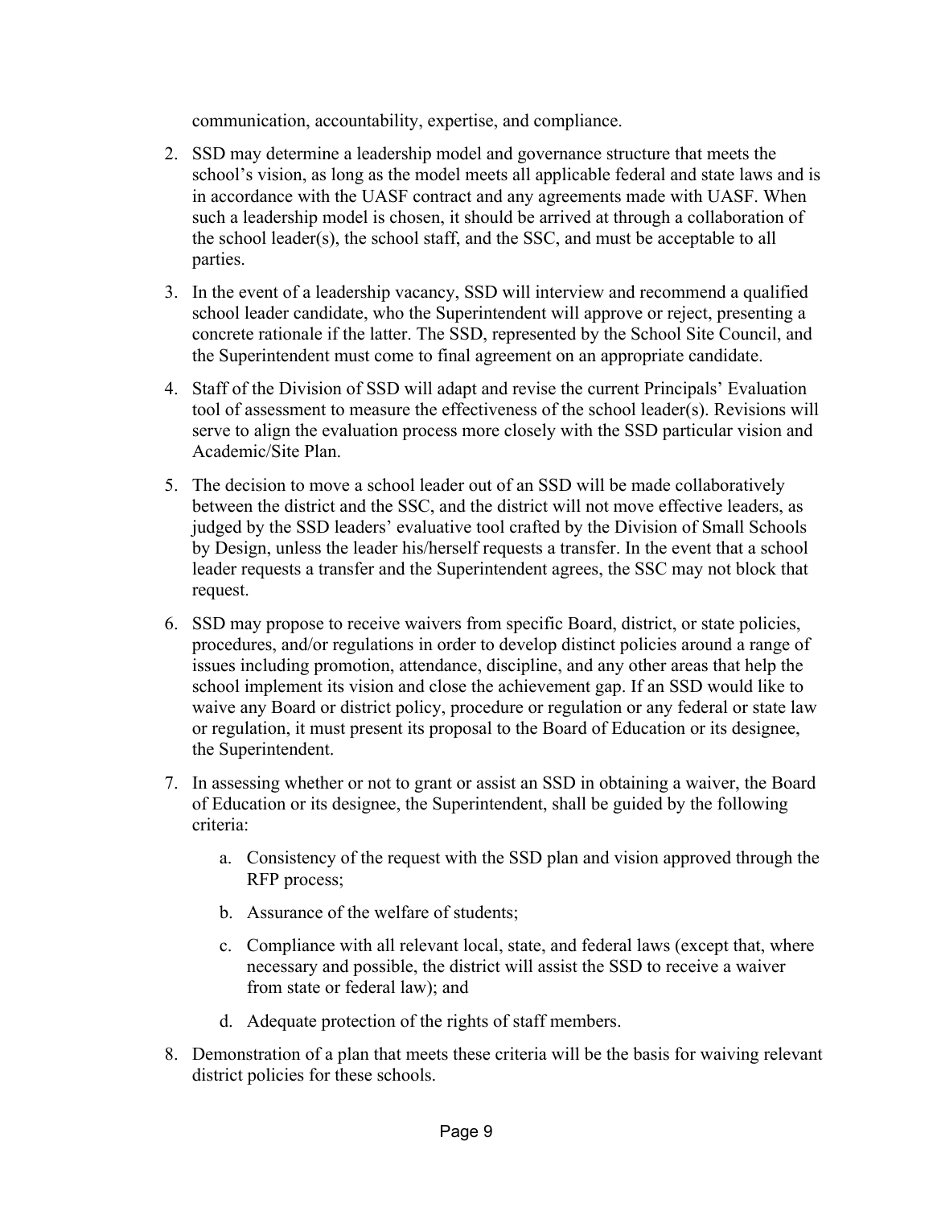communication, accountability, expertise, and compliance.

2. SSD may determine a leadership model and governance structure that meets the school's vision, as long as the model meets all applicable federal and state laws and is in accordance with the UASF contract and any agreements made with UASF. When such a leadership model is chosen, it should be arrived at through a collaboration of the school leader(s), the school staff, and the SSC, and must be acceptable to all parties.

3. In the event of a leadership vacancy, SSD will interview and recommend a qualified school leader candidate, who the Superintendent will approve or reject, presenting a concrete rationale if the latter. The SSD, represented by the School Site Council, and the Superintendent must come to final agreement on an appropriate candidate.

4. Staff of the Division of SSD will adapt and revise the current Principals' Evaluation tool of assessment to measure the effectiveness of the school leader(s). Revisions will serve to align the evaluation process more closely with the SSD particular vision and Academic/Site Plan.

5. The decision to move a school leader out of an SSD will be made collaboratively between the district and the SSC, and the district will not move effective leaders, as judged by the SSD leaders' evaluative tool crafted by the Division of Small Schools by Design, unless the leader his/herself requests a transfer. In the event that a school leader requests a transfer and the Superintendent agrees, the SSC may not block that request.

6. SSD may propose to receive waivers from specific Board, district, or state policies, procedures, and/or regulations in order to develop distinct policies around a range of issues including promotion, attendance, discipline, and any other areas that help the school implement its vision and close the achievement gap. If an SSD would like to waive any Board or district policy, procedure or regulation or any federal or state law or regulation, it must present its proposal to the Board of Education or its designee, the Superintendent.

7. In assessing whether or not to grant or assist an SSD in obtaining a waiver, the Board of Education or its designee, the Superintendent, shall be guided by the following criteria:

   a. Consistency of the request with the SSD plan and vision approved through the RFP process;

   b. Assurance of the welfare of students;

   c. Compliance with all relevant local, state, and federal laws (except that, where necessary and possible, the district will assist the SSD to receive a waiver from state or federal law); and

   d. Adequate protection of the rights of staff members.

8. Demonstration of a plan that meets these criteria will be the basis for waiving relevant district policies for these schools.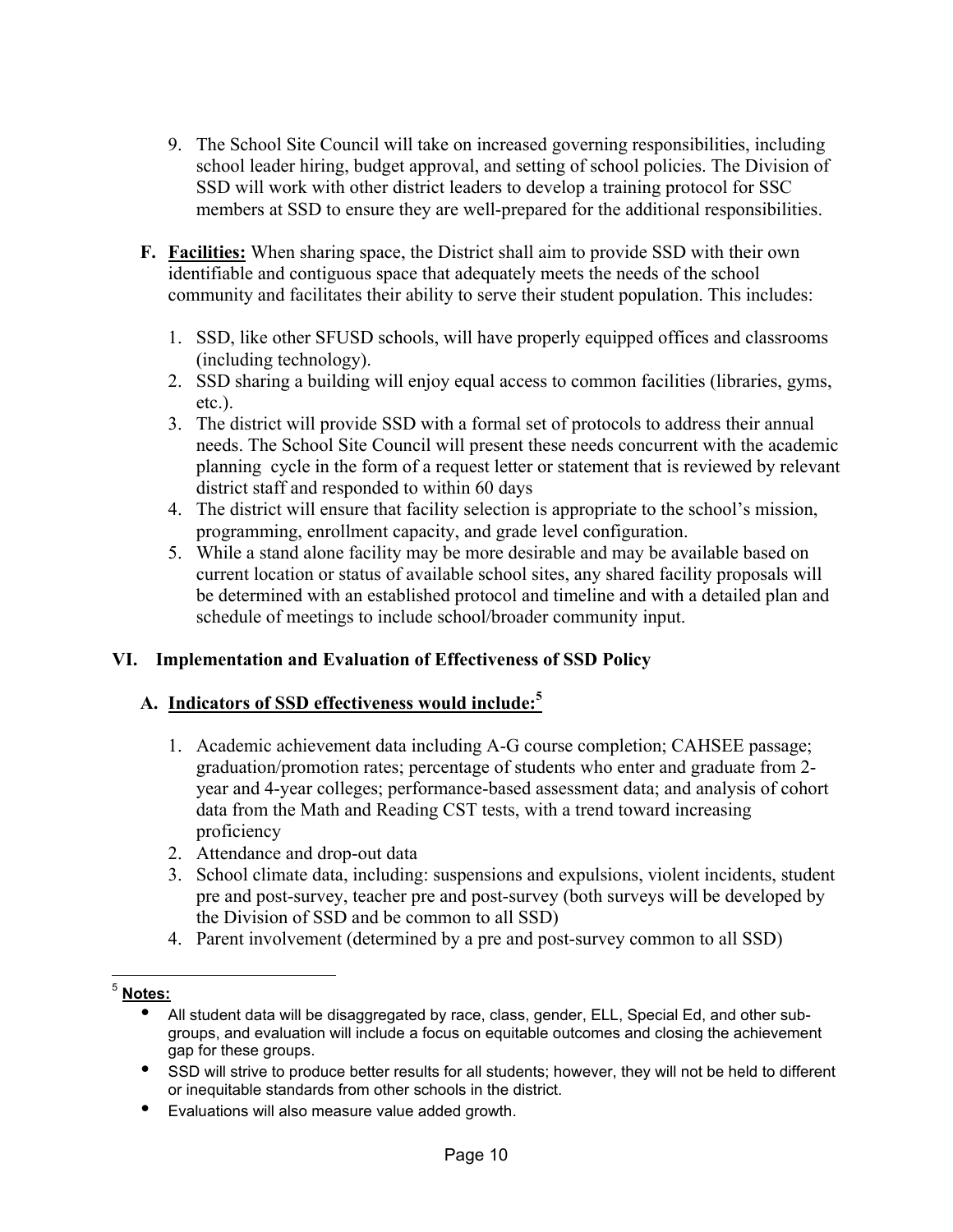9. The School Site Council will take on increased governing responsibilities, including school leader hiring, budget approval, and setting of school policies. The Division of SSD will work with other district leaders to develop a training protocol for SSC members at SSD to ensure they are well-prepared for the additional responsibilities.

**F. Facilities:** When sharing space, the District shall aim to provide SSD with their own identifiable and contiguous space that adequately meets the needs of the school community and facilitates their ability to serve their student population. This includes:

1. SSD, like other SFUSD schools, will have properly equipped offices and classrooms (including technology).
2. SSD sharing a building will enjoy equal access to common facilities (libraries, gyms, etc.).
3. The district will provide SSD with a formal set of protocols to address their annual needs. The School Site Council will present these needs concurrent with the academic planning cycle in the form of a request letter or statement that is reviewed by relevant district staff and responded to within 60 days
4. The district will ensure that facility selection is appropriate to the school's mission, programming, enrollment capacity, and grade level configuration.
5. While a stand alone facility may be more desirable and may be available based on current location or status of available school sites, any shared facility proposals will be determined with an established protocol and timeline and with a detailed plan and schedule of meetings to include school/broader community input.

## VI. Implementation and Evaluation of Effectiveness of SSD Policy

### A. Indicators of SSD effectiveness would include:[5]

1. Academic achievement data including A-G course completion; CAHSEE passage; graduation/promotion rates; percentage of students who enter and graduate from 2-year and 4-year colleges; performance-based assessment data; and analysis of cohort data from the Math and Reading CST tests, with a trend toward increasing proficiency
2. Attendance and drop-out data
3. School climate data, including: suspensions and expulsions, violent incidents, student pre and post-survey, teacher pre and post-survey (both surveys will be developed by the Division of SSD and be common to all SSD)
4. Parent involvement (determined by a pre and post-survey common to all SSD)

---

[5] **Notes:**

- All student data will be disaggregated by race, class, gender, ELL, Special Ed, and other sub-groups, and evaluation will include a focus on equitable outcomes and closing the achievement gap for these groups.
- SSD will strive to produce better results for all students; however, they will not be held to different or inequitable standards from other schools in the district.
- Evaluations will also measure value added growth.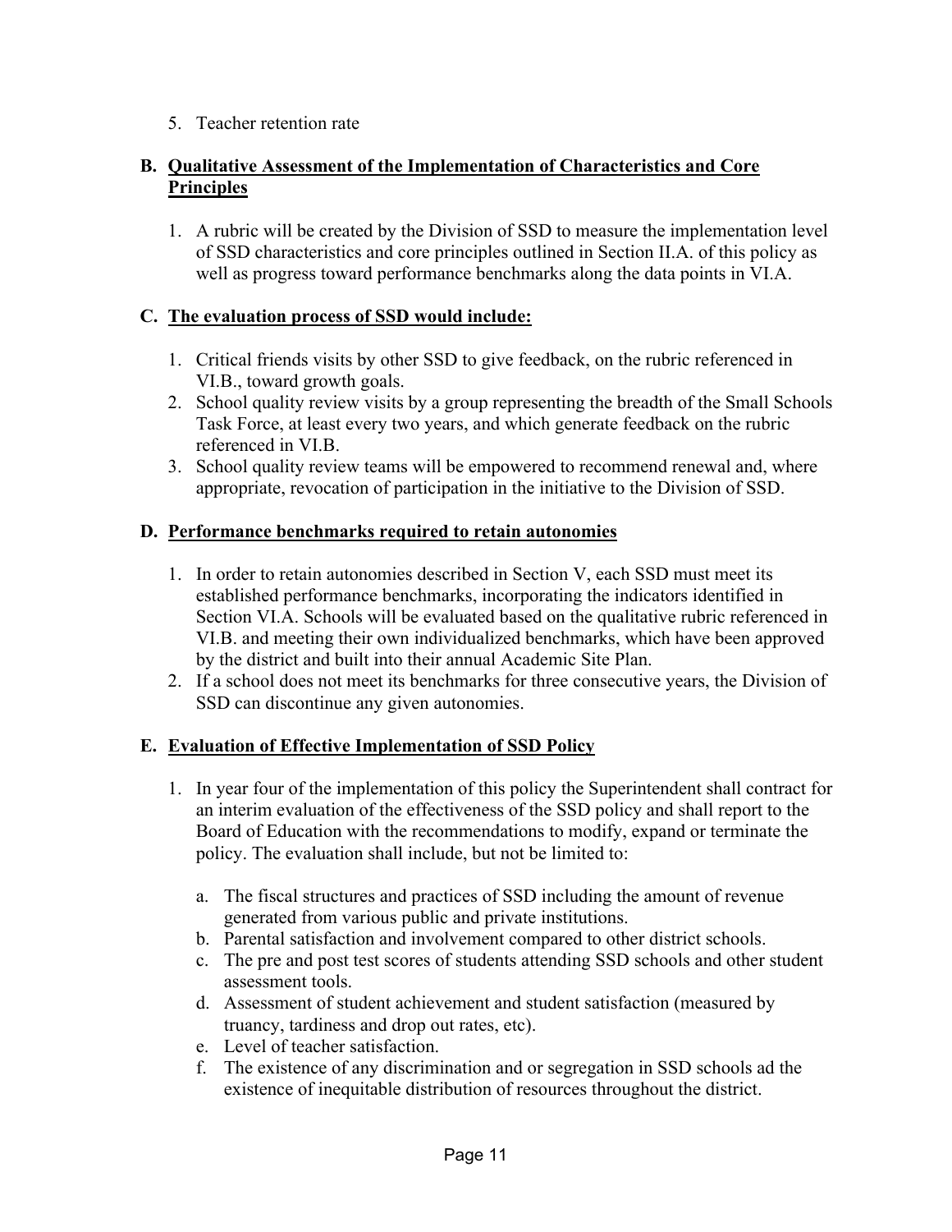5. Teacher retention rate

### B. <u>Qualitative Assessment of the Implementation of Characteristics and Core Principles</u>

1. A rubric will be created by the Division of SSD to measure the implementation level of SSD characteristics and core principles outlined in Section II.A. of this policy as well as progress toward performance benchmarks along the data points in VI.A.

### C. <u>The evaluation process of SSD would include:</u>

1. Critical friends visits by other SSD to give feedback, on the rubric referenced in VI.B., toward growth goals.
2. School quality review visits by a group representing the breadth of the Small Schools Task Force, at least every two years, and which generate feedback on the rubric referenced in VI.B.
3. School quality review teams will be empowered to recommend renewal and, where appropriate, revocation of participation in the initiative to the Division of SSD.

### D. <u>Performance benchmarks required to retain autonomies</u>

1. In order to retain autonomies described in Section V, each SSD must meet its established performance benchmarks, incorporating the indicators identified in Section VI.A. Schools will be evaluated based on the qualitative rubric referenced in VI.B. and meeting their own individualized benchmarks, which have been approved by the district and built into their annual Academic Site Plan.
2. If a school does not meet its benchmarks for three consecutive years, the Division of SSD can discontinue any given autonomies.

### E. <u>Evaluation of Effective Implementation of SSD Policy</u>

1. In year four of the implementation of this policy the Superintendent shall contract for an interim evaluation of the effectiveness of the SSD policy and shall report to the Board of Education with the recommendations to modify, expand or terminate the policy. The evaluation shall include, but not be limited to:

   a. The fiscal structures and practices of SSD including the amount of revenue generated from various public and private institutions.
   b. Parental satisfaction and involvement compared to other district schools.
   c. The pre and post test scores of students attending SSD schools and other student assessment tools.
   d. Assessment of student achievement and student satisfaction (measured by truancy, tardiness and drop out rates, etc).
   e. Level of teacher satisfaction.
   f. The existence of any discrimination and or segregation in SSD schools ad the existence of inequitable distribution of resources throughout the district.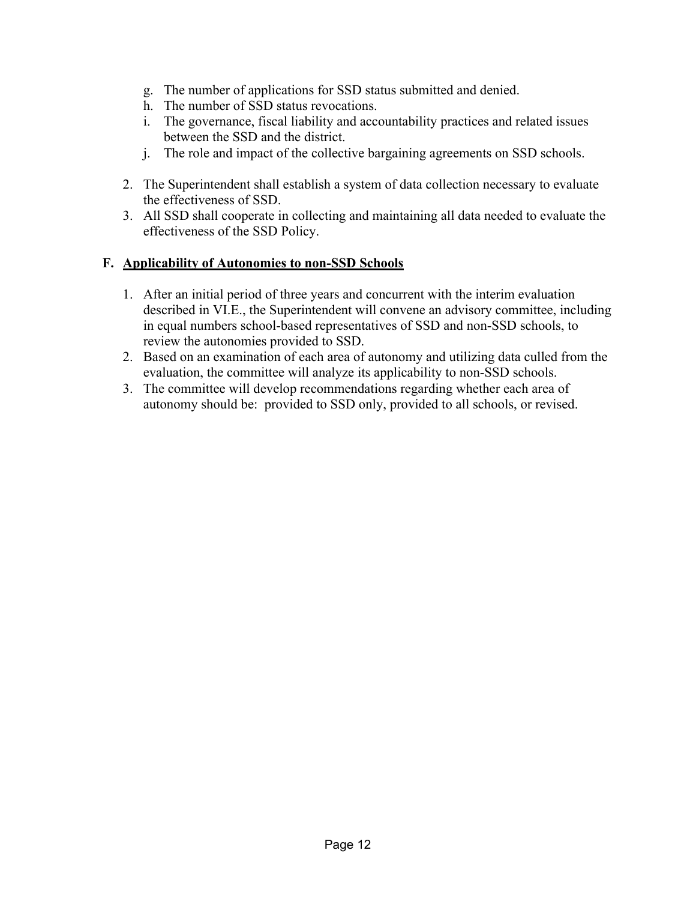g. The number of applications for SSD status submitted and denied.
h. The number of SSD status revocations.
i. The governance, fiscal liability and accountability practices and related issues between the SSD and the district.
j. The role and impact of the collective bargaining agreements on SSD schools.

2. The Superintendent shall establish a system of data collection necessary to evaluate the effectiveness of SSD.
3. All SSD shall cooperate in collecting and maintaining all data needed to evaluate the effectiveness of the SSD Policy.

**F. <u>Applicability of Autonomies to non-SSD Schools</u>**

1. After an initial period of three years and concurrent with the interim evaluation described in VI.E., the Superintendent will convene an advisory committee, including in equal numbers school-based representatives of SSD and non-SSD schools, to review the autonomies provided to SSD.
2. Based on an examination of each area of autonomy and utilizing data culled from the evaluation, the committee will analyze its applicability to non-SSD schools.
3. The committee will develop recommendations regarding whether each area of autonomy should be: provided to SSD only, provided to all schools, or revised.